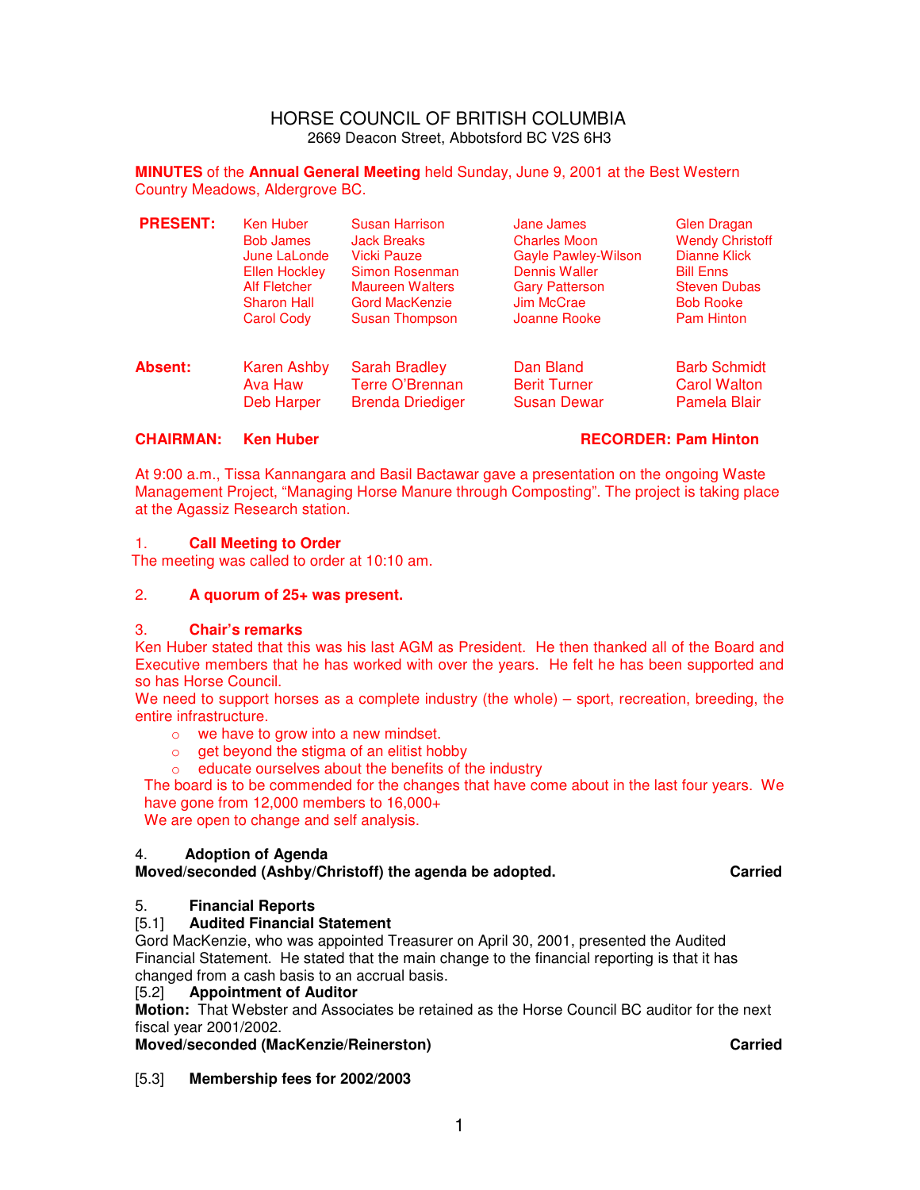# HORSE COUNCIL OF BRITISH COLUMBIA

2669 Deacon Street, Abbotsford BC V2S 6H3

**MINUTES** of the **Annual General Meeting** held Sunday, June 9, 2001 at the Best Western Country Meadows, Aldergrove BC.

| **PRESENT:** | Ken Huber | Susan Harrison | Jane James | Glen Dragan |
|---|---|---|---|---|
| | Bob James | Jack Breaks | Charles Moon | Wendy Christoff |
| | June LaLonde | Vicki Pauze | Gayle Pawley-Wilson | Dianne Klick |
| | Ellen Hockley | Simon Rosenman | Dennis Waller | Bill Enns |
| | Alf Fletcher | Maureen Walters | Gary Patterson | Steven Dubas |
| | Sharon Hall | Gord MacKenzie | Jim McCrae | Bob Rooke |
| | Carol Cody | Susan Thompson | Joanne Rooke | Pam Hinton |

| **Absent:** | Karen Ashby | Sarah Bradley | Dan Bland | Barb Schmidt |
|---|---|---|---|---|
| | Ava Haw | Terre O'Brennan | Berit Turner | Carol Walton |
| | Deb Harper | Brenda Driediger | Susan Dewar | Pamela Blair |

**CHAIRMAN: Ken Huber** **RECORDER: Pam Hinton**

At 9:00 a.m., Tissa Kannangara and Basil Bactawar gave a presentation on the ongoing Waste Management Project, "Managing Horse Manure through Composting". The project is taking place at the Agassiz Research station.

1. **Call Meeting to Order**

The meeting was called to order at 10:10 am.

2. **A quorum of 25+ was present.**

3. **Chair's remarks**

Ken Huber stated that this was his last AGM as President. He then thanked all of the Board and Executive members that he has worked with over the years. He felt he has been supported and so has Horse Council.

We need to support horses as a complete industry (the whole) – sport, recreation, breeding, the entire infrastructure.

- we have to grow into a new mindset.
- get beyond the stigma of an elitist hobby
- educate ourselves about the benefits of the industry

The board is to be commended for the changes that have come about in the last four years. We have gone from 12,000 members to 16,000+

We are open to change and self analysis.

4. **Adoption of Agenda**

**Moved/seconded (Ashby/Christoff) the agenda be adopted. Carried**

5. **Financial Reports**

[5.1] **Audited Financial Statement**

Gord MacKenzie, who was appointed Treasurer on April 30, 2001, presented the Audited Financial Statement. He stated that the main change to the financial reporting is that it has changed from a cash basis to an accrual basis.

[5.2] **Appointment of Auditor**

**Motion:** That Webster and Associates be retained as the Horse Council BC auditor for the next fiscal year 2001/2002.

**Moved/seconded (MacKenzie/Reinerston) Carried**

[5.3] **Membership fees for 2002/2003**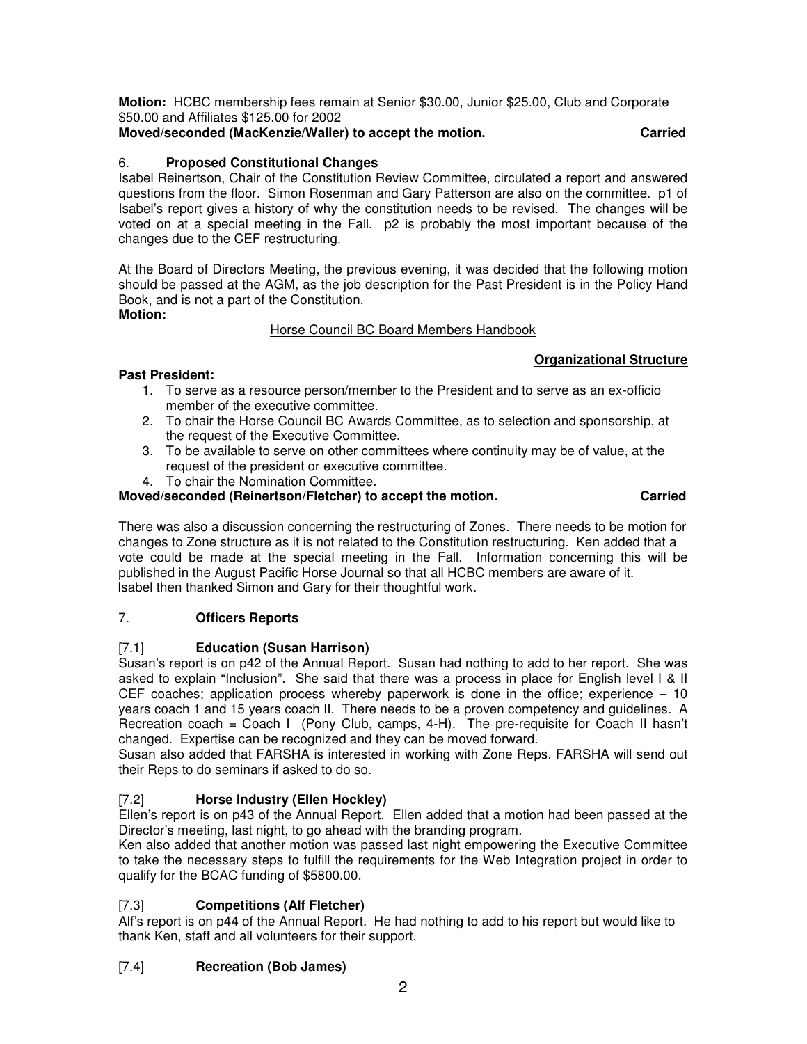**Motion:** HCBC membership fees remain at Senior $30.00, Junior $25.00, Club and Corporate $50.00 and Affiliates $125.00 for 2002

**Moved/seconded (MacKenzie/Waller) to accept the motion. Carried**

## 6. Proposed Constitutional Changes

Isabel Reinertson, Chair of the Constitution Review Committee, circulated a report and answered questions from the floor. Simon Rosenman and Gary Patterson are also on the committee. p1 of Isabel's report gives a history of why the constitution needs to be revised. The changes will be voted on at a special meeting in the Fall. p2 is probably the most important because of the changes due to the CEF restructuring.

At the Board of Directors Meeting, the previous evening, it was decided that the following motion should be passed at the AGM, as the job description for the Past President is in the Policy Hand Book, and is not a part of the Constitution.

**Motion:**

Horse Council BC Board Members Handbook

**Organizational Structure**

**Past President:**

1. To serve as a resource person/member to the President and to serve as an ex-officio member of the executive committee.
2. To chair the Horse Council BC Awards Committee, as to selection and sponsorship, at the request of the Executive Committee.
3. To be available to serve on other committees where continuity may be of value, at the request of the president or executive committee.
4. To chair the Nomination Committee.

**Moved/seconded (Reinertson/Fletcher) to accept the motion. Carried**

There was also a discussion concerning the restructuring of Zones. There needs to be motion for changes to Zone structure as it is not related to the Constitution restructuring. Ken added that a vote could be made at the special meeting in the Fall. Information concerning this will be published in the August Pacific Horse Journal so that all HCBC members are aware of it.
Isabel then thanked Simon and Gary for their thoughtful work.

## 7. Officers Reports

### [7.1] Education (Susan Harrison)

Susan's report is on p42 of the Annual Report. Susan had nothing to add to her report. She was asked to explain "Inclusion". She said that there was a process in place for English level I & II CEF coaches; application process whereby paperwork is done in the office; experience – 10 years coach 1 and 15 years coach II. There needs to be a proven competency and guidelines. A Recreation coach = Coach I (Pony Club, camps, 4-H). The pre-requisite for Coach II hasn't changed. Expertise can be recognized and they can be moved forward.
Susan also added that FARSHA is interested in working with Zone Reps. FARSHA will send out their Reps to do seminars if asked to do so.

### [7.2] Horse Industry (Ellen Hockley)

Ellen's report is on p43 of the Annual Report. Ellen added that a motion had been passed at the Director's meeting, last night, to go ahead with the branding program.
Ken also added that another motion was passed last night empowering the Executive Committee to take the necessary steps to fulfill the requirements for the Web Integration project in order to qualify for the BCAC funding of $5800.00.

### [7.3] Competitions (Alf Fletcher)

Alf's report is on p44 of the Annual Report. He had nothing to add to his report but would like to thank Ken, staff and all volunteers for their support.

### [7.4] Recreation (Bob James)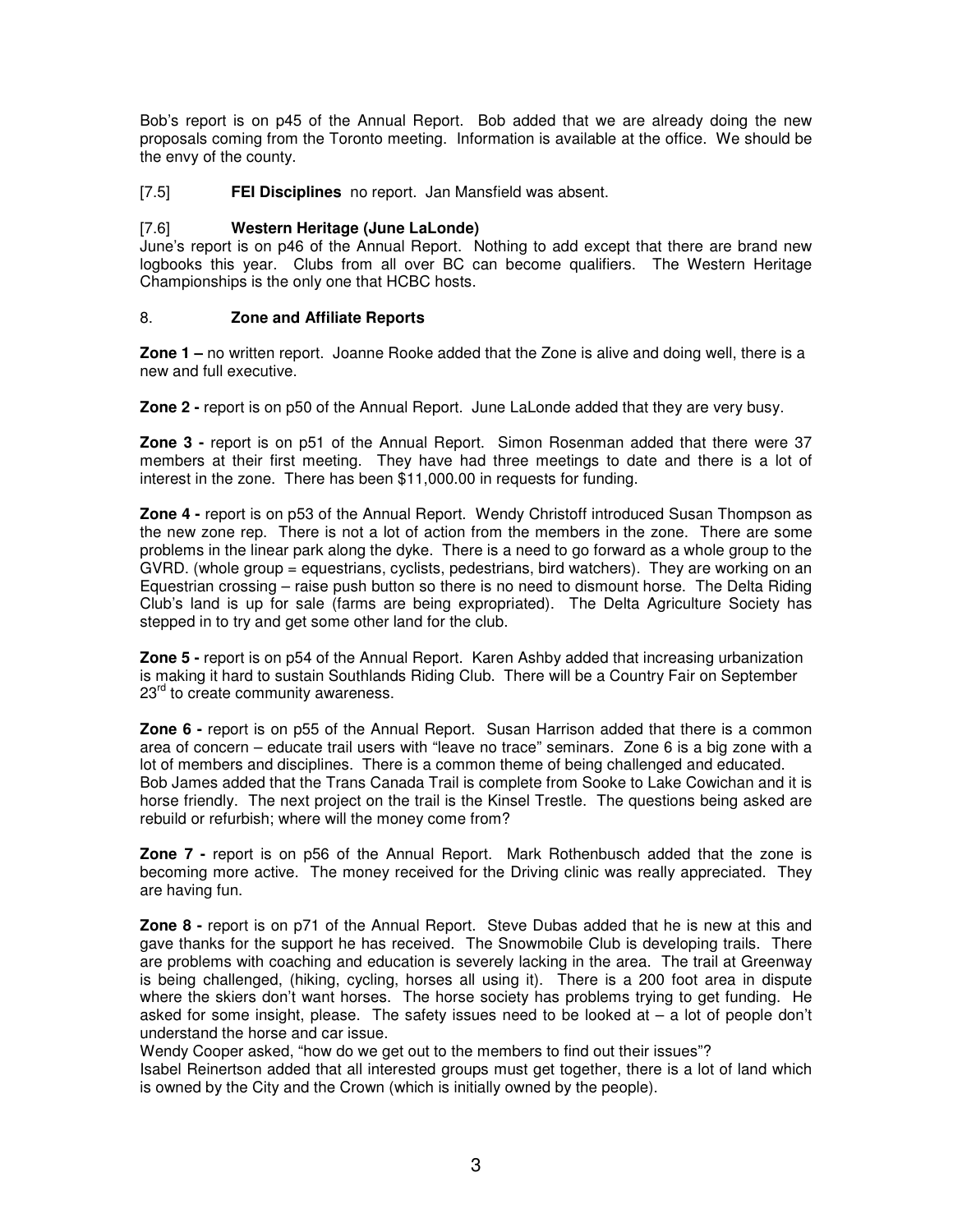Bob's report is on p45 of the Annual Report. Bob added that we are already doing the new proposals coming from the Toronto meeting. Information is available at the office. We should be the envy of the county.

[7.5] **FEI Disciplines** no report. Jan Mansfield was absent.

[7.6] **Western Heritage (June LaLonde)**

June's report is on p46 of the Annual Report. Nothing to add except that there are brand new logbooks this year. Clubs from all over BC can become qualifiers. The Western Heritage Championships is the only one that HCBC hosts.

8. **Zone and Affiliate Reports**

**Zone 1 –** no written report. Joanne Rooke added that the Zone is alive and doing well, there is a new and full executive.

**Zone 2 -** report is on p50 of the Annual Report. June LaLonde added that they are very busy.

**Zone 3 -** report is on p51 of the Annual Report. Simon Rosenman added that there were 37 members at their first meeting. They have had three meetings to date and there is a lot of interest in the zone. There has been $11,000.00 in requests for funding.

**Zone 4 -** report is on p53 of the Annual Report. Wendy Christoff introduced Susan Thompson as the new zone rep. There is not a lot of action from the members in the zone. There are some problems in the linear park along the dyke. There is a need to go forward as a whole group to the GVRD. (whole group = equestrians, cyclists, pedestrians, bird watchers). They are working on an Equestrian crossing – raise push button so there is no need to dismount horse. The Delta Riding Club's land is up for sale (farms are being expropriated). The Delta Agriculture Society has stepped in to try and get some other land for the club.

**Zone 5 -** report is on p54 of the Annual Report. Karen Ashby added that increasing urbanization is making it hard to sustain Southlands Riding Club. There will be a Country Fair on September 23rd to create community awareness.

**Zone 6 -** report is on p55 of the Annual Report. Susan Harrison added that there is a common area of concern – educate trail users with "leave no trace" seminars. Zone 6 is a big zone with a lot of members and disciplines. There is a common theme of being challenged and educated.
Bob James added that the Trans Canada Trail is complete from Sooke to Lake Cowichan and it is horse friendly. The next project on the trail is the Kinsel Trestle. The questions being asked are rebuild or refurbish; where will the money come from?

**Zone 7 -** report is on p56 of the Annual Report. Mark Rothenbusch added that the zone is becoming more active. The money received for the Driving clinic was really appreciated. They are having fun.

**Zone 8 -** report is on p71 of the Annual Report. Steve Dubas added that he is new at this and gave thanks for the support he has received. The Snowmobile Club is developing trails. There are problems with coaching and education is severely lacking in the area. The trail at Greenway is being challenged, (hiking, cycling, horses all using it). There is a 200 foot area in dispute where the skiers don't want horses. The horse society has problems trying to get funding. He asked for some insight, please. The safety issues need to be looked at – a lot of people don't understand the horse and car issue.
Wendy Cooper asked, "how do we get out to the members to find out their issues"?
Isabel Reinertson added that all interested groups must get together, there is a lot of land which is owned by the City and the Crown (which is initially owned by the people).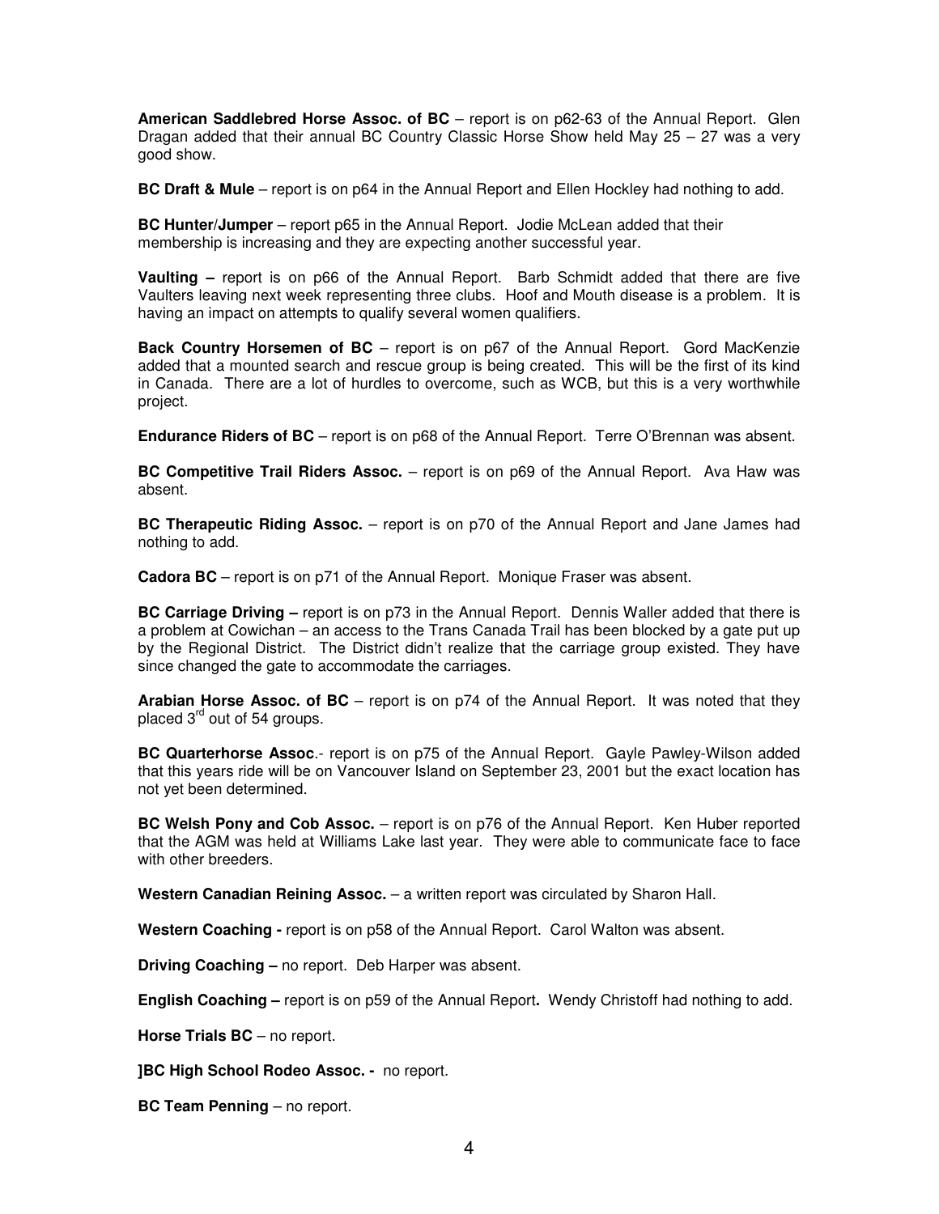**American Saddlebred Horse Assoc. of BC** – report is on p62-63 of the Annual Report. Glen Dragan added that their annual BC Country Classic Horse Show held May 25 – 27 was a very good show.

**BC Draft & Mule** – report is on p64 in the Annual Report and Ellen Hockley had nothing to add.

**BC Hunter/Jumper** – report p65 in the Annual Report. Jodie McLean added that their membership is increasing and they are expecting another successful year.

**Vaulting –** report is on p66 of the Annual Report. Barb Schmidt added that there are five Vaulters leaving next week representing three clubs. Hoof and Mouth disease is a problem. It is having an impact on attempts to qualify several women qualifiers.

**Back Country Horsemen of BC** – report is on p67 of the Annual Report. Gord MacKenzie added that a mounted search and rescue group is being created. This will be the first of its kind in Canada. There are a lot of hurdles to overcome, such as WCB, but this is a very worthwhile project.

**Endurance Riders of BC** – report is on p68 of the Annual Report. Terre O'Brennan was absent.

**BC Competitive Trail Riders Assoc.** – report is on p69 of the Annual Report. Ava Haw was absent.

**BC Therapeutic Riding Assoc.** – report is on p70 of the Annual Report and Jane James had nothing to add.

**Cadora BC** – report is on p71 of the Annual Report. Monique Fraser was absent.

**BC Carriage Driving –** report is on p73 in the Annual Report. Dennis Waller added that there is a problem at Cowichan – an access to the Trans Canada Trail has been blocked by a gate put up by the Regional District. The District didn't realize that the carriage group existed. They have since changed the gate to accommodate the carriages.

**Arabian Horse Assoc. of BC** – report is on p74 of the Annual Report. It was noted that they placed 3rd out of 54 groups.

**BC Quarterhorse Assoc**.- report is on p75 of the Annual Report. Gayle Pawley-Wilson added that this years ride will be on Vancouver Island on September 23, 2001 but the exact location has not yet been determined.

**BC Welsh Pony and Cob Assoc.** – report is on p76 of the Annual Report. Ken Huber reported that the AGM was held at Williams Lake last year. They were able to communicate face to face with other breeders.

**Western Canadian Reining Assoc.** – a written report was circulated by Sharon Hall.

**Western Coaching -** report is on p58 of the Annual Report. Carol Walton was absent.

**Driving Coaching –** no report. Deb Harper was absent.

**English Coaching –** report is on p59 of the Annual Report**.** Wendy Christoff had nothing to add.

**Horse Trials BC** – no report.

**]BC High School Rodeo Assoc. -** no report.

**BC Team Penning** – no report.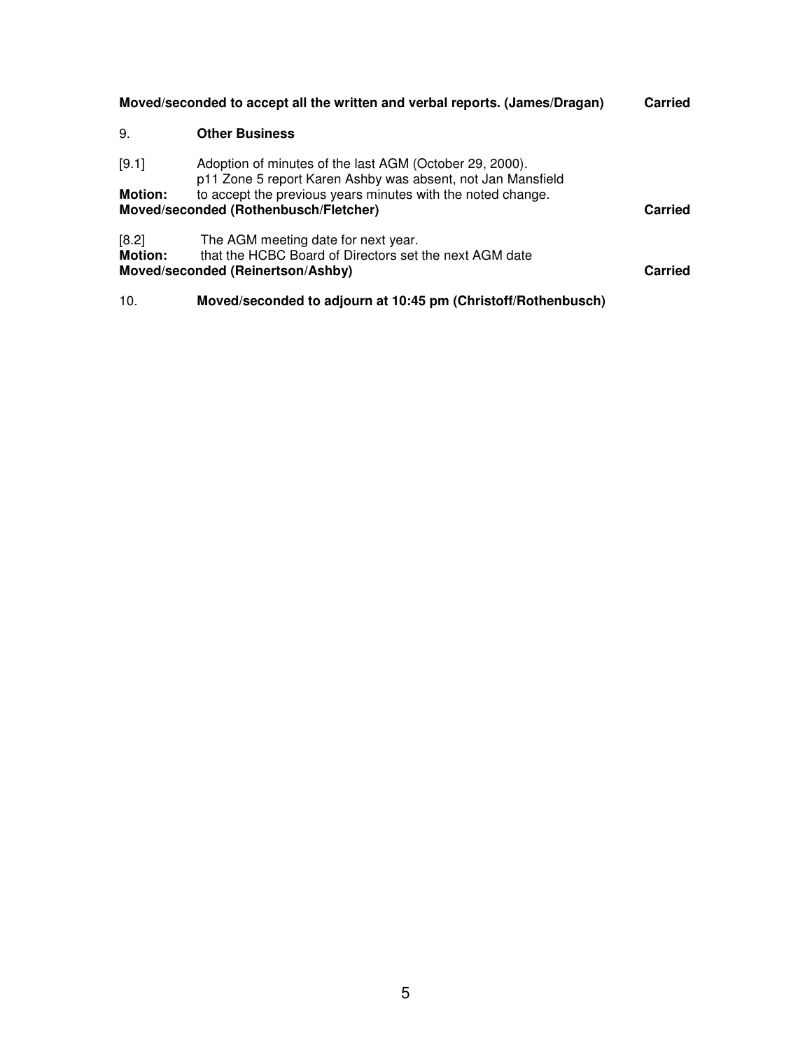**Moved/seconded to accept all the written and verbal reports. (James/Dragan)** **Carried**

9. **Other Business**

[9.1] Adoption of minutes of the last AGM (October 29, 2000).
p11 Zone 5 report Karen Ashby was absent, not Jan Mansfield

**Motion:** to accept the previous years minutes with the noted change.

**Moved/seconded (Rothenbusch/Fletcher)** **Carried**

[8.2] The AGM meeting date for next year.

**Motion:** that the HCBC Board of Directors set the next AGM date

**Moved/seconded (Reinertson/Ashby)** **Carried**

10. **Moved/seconded to adjourn at 10:45 pm (Christoff/Rothenbusch)**